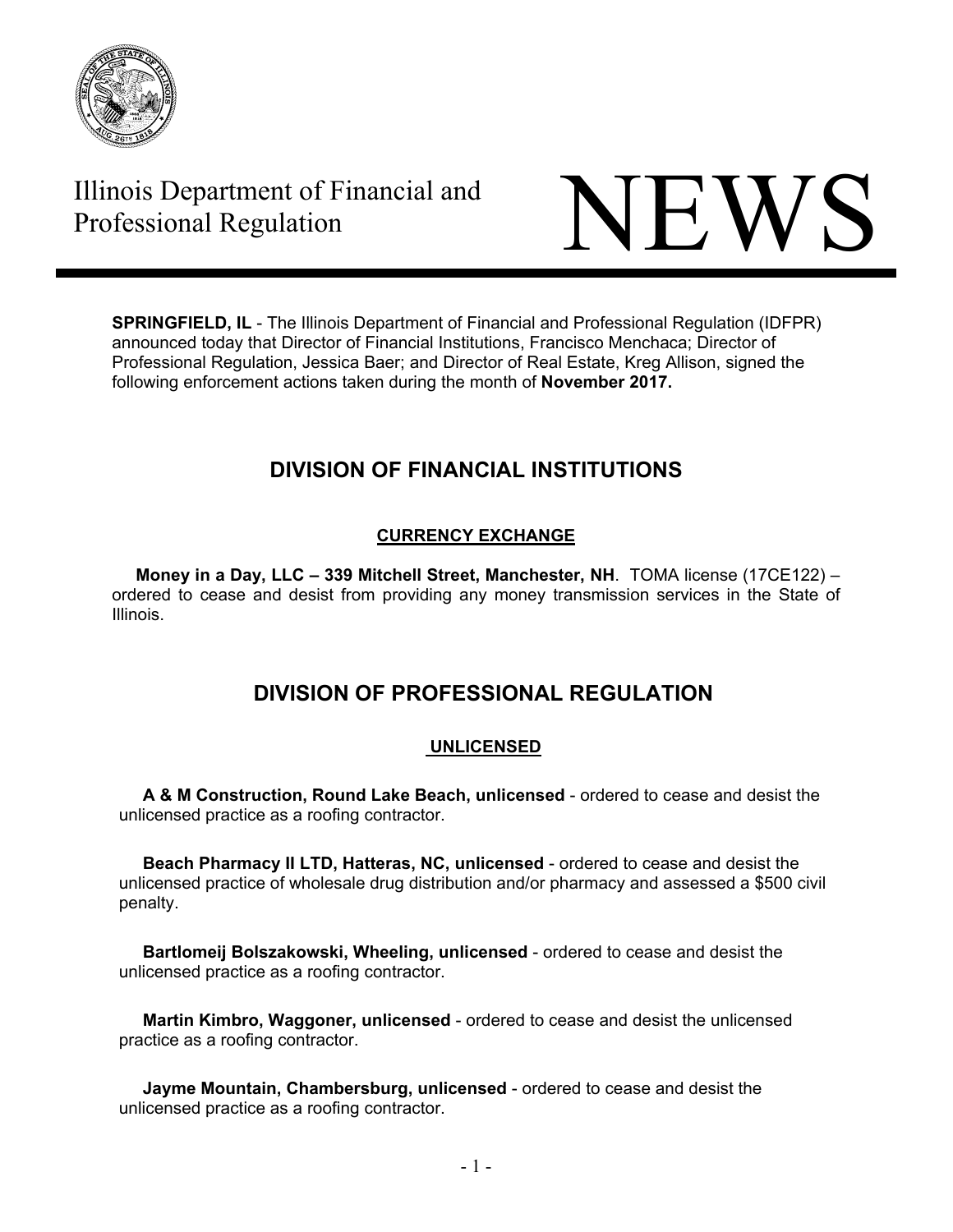Illinois Department of Financial and Professional Regulation

# NEWS

**SPRINGFIELD, IL** - The Illinois Department of Financial and Professional Regulation (IDFPR) announced today that Director of Financial Institutions, Francisco Menchaca; Director of Professional Regulation, Jessica Baer; and Director of Real Estate, Kreg Allison, signed the following enforcement actions taken during the month of **November 2017.**

## DIVISION OF FINANCIAL INSTITUTIONS

### CURRENCY EXCHANGE

**Money in a Day, LLC – 339 Mitchell Street, Manchester, NH**. TOMA license (17CE122) – ordered to cease and desist from providing any money transmission services in the State of Illinois.

## DIVISION OF PROFESSIONAL REGULATION

### UNLICENSED

**A & M Construction, Round Lake Beach, unlicensed** - ordered to cease and desist the unlicensed practice as a roofing contractor.

**Beach Pharmacy II LTD, Hatteras, NC, unlicensed** - ordered to cease and desist the unlicensed practice of wholesale drug distribution and/or pharmacy and assessed a $500 civil penalty.

**Bartlomeij Bolszakowski, Wheeling, unlicensed** - ordered to cease and desist the unlicensed practice as a roofing contractor.

**Martin Kimbro, Waggoner, unlicensed** - ordered to cease and desist the unlicensed practice as a roofing contractor.

**Jayme Mountain, Chambersburg, unlicensed** - ordered to cease and desist the unlicensed practice as a roofing contractor.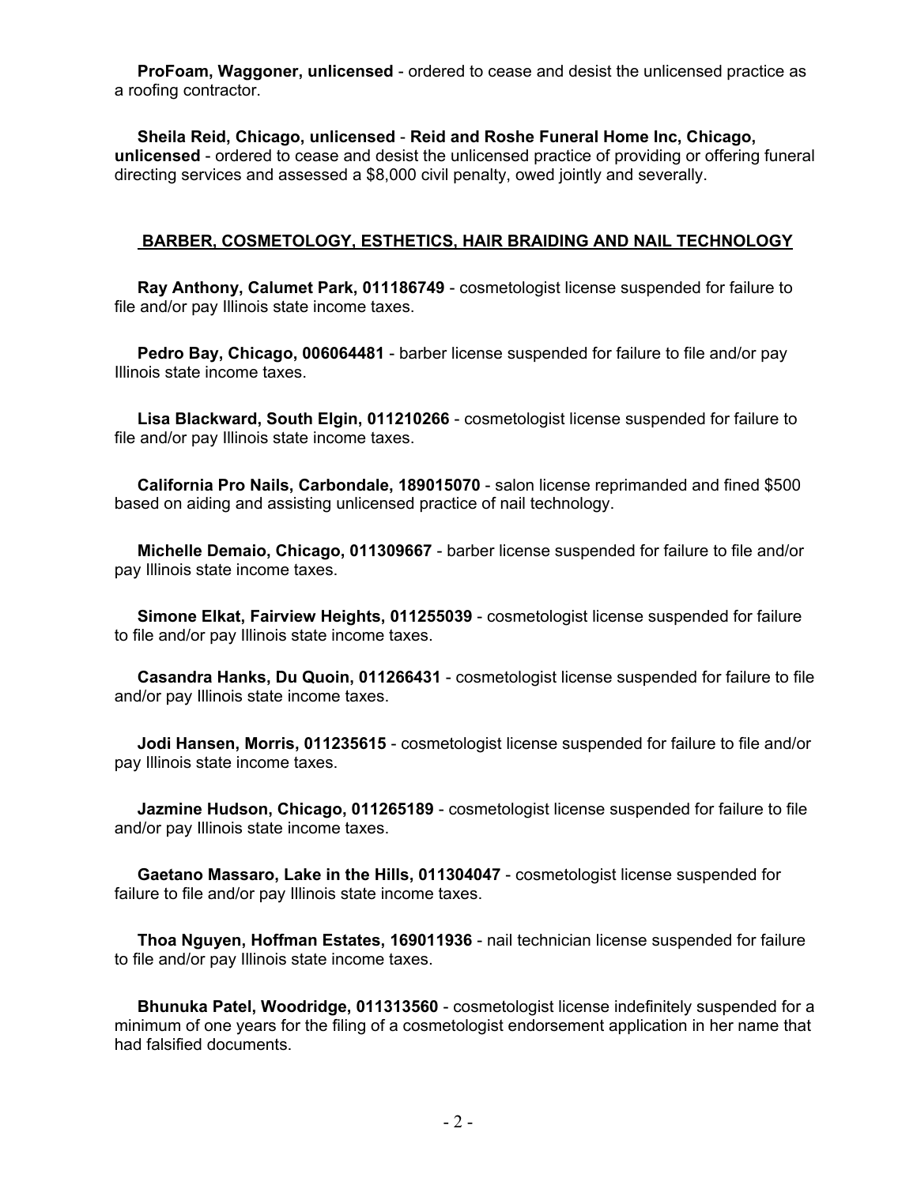**ProFoam, Waggoner, unlicensed** - ordered to cease and desist the unlicensed practice as a roofing contractor.

**Sheila Reid, Chicago, unlicensed** - **Reid and Roshe Funeral Home Inc, Chicago, unlicensed** - ordered to cease and desist the unlicensed practice of providing or offering funeral directing services and assessed a $8,000 civil penalty, owed jointly and severally.

## BARBER, COSMETOLOGY, ESTHETICS, HAIR BRAIDING AND NAIL TECHNOLOGY

**Ray Anthony, Calumet Park, 011186749** - cosmetologist license suspended for failure to file and/or pay Illinois state income taxes.

**Pedro Bay, Chicago, 006064481** - barber license suspended for failure to file and/or pay Illinois state income taxes.

**Lisa Blackward, South Elgin, 011210266** - cosmetologist license suspended for failure to file and/or pay Illinois state income taxes.

**California Pro Nails, Carbondale, 189015070** - salon license reprimanded and fined $500 based on aiding and assisting unlicensed practice of nail technology.

**Michelle Demaio, Chicago, 011309667** - barber license suspended for failure to file and/or pay Illinois state income taxes.

**Simone Elkat, Fairview Heights, 011255039** - cosmetologist license suspended for failure to file and/or pay Illinois state income taxes.

**Casandra Hanks, Du Quoin, 011266431** - cosmetologist license suspended for failure to file and/or pay Illinois state income taxes.

**Jodi Hansen, Morris, 011235615** - cosmetologist license suspended for failure to file and/or pay Illinois state income taxes.

**Jazmine Hudson, Chicago, 011265189** - cosmetologist license suspended for failure to file and/or pay Illinois state income taxes.

**Gaetano Massaro, Lake in the Hills, 011304047** - cosmetologist license suspended for failure to file and/or pay Illinois state income taxes.

**Thoa Nguyen, Hoffman Estates, 169011936** - nail technician license suspended for failure to file and/or pay Illinois state income taxes.

**Bhunuka Patel, Woodridge, 011313560** - cosmetologist license indefinitely suspended for a minimum of one years for the filing of a cosmetologist endorsement application in her name that had falsified documents.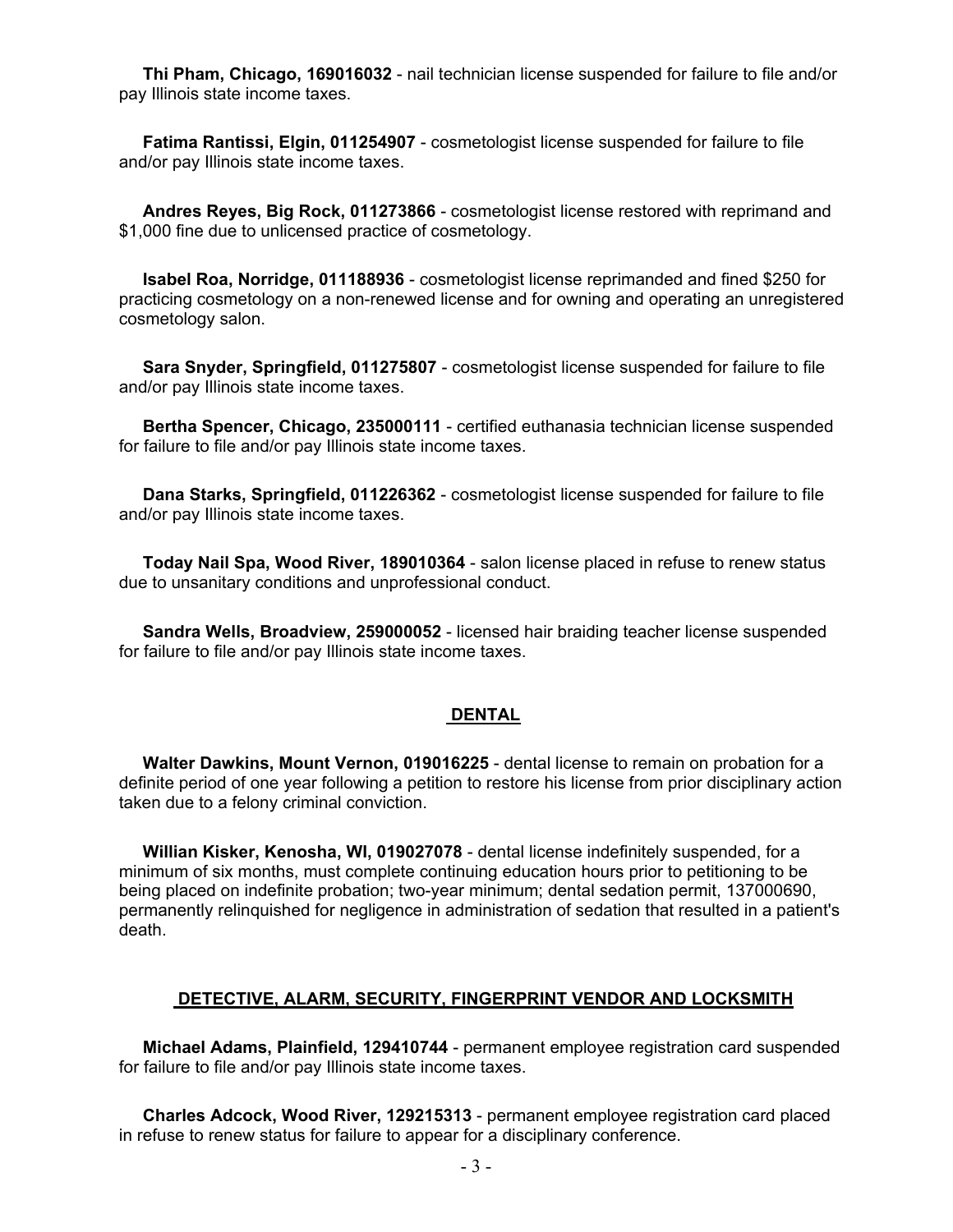**Thi Pham, Chicago, 169016032** - nail technician license suspended for failure to file and/or pay Illinois state income taxes.

**Fatima Rantissi, Elgin, 011254907** - cosmetologist license suspended for failure to file and/or pay Illinois state income taxes.

**Andres Reyes, Big Rock, 011273866** - cosmetologist license restored with reprimand and $1,000 fine due to unlicensed practice of cosmetology.

**Isabel Roa, Norridge, 011188936** - cosmetologist license reprimanded and fined $250 for practicing cosmetology on a non-renewed license and for owning and operating an unregistered cosmetology salon.

**Sara Snyder, Springfield, 011275807** - cosmetologist license suspended for failure to file and/or pay Illinois state income taxes.

**Bertha Spencer, Chicago, 235000111** - certified euthanasia technician license suspended for failure to file and/or pay Illinois state income taxes.

**Dana Starks, Springfield, 011226362** - cosmetologist license suspended for failure to file and/or pay Illinois state income taxes.

**Today Nail Spa, Wood River, 189010364** - salon license placed in refuse to renew status due to unsanitary conditions and unprofessional conduct.

**Sandra Wells, Broadview, 259000052** - licensed hair braiding teacher license suspended for failure to file and/or pay Illinois state income taxes.

## DENTAL

**Walter Dawkins, Mount Vernon, 019016225** - dental license to remain on probation for a definite period of one year following a petition to restore his license from prior disciplinary action taken due to a felony criminal conviction.

**Willian Kisker, Kenosha, WI, 019027078** - dental license indefinitely suspended, for a minimum of six months, must complete continuing education hours prior to petitioning to be being placed on indefinite probation; two-year minimum; dental sedation permit, 137000690, permanently relinquished for negligence in administration of sedation that resulted in a patient's death.

## DETECTIVE, ALARM, SECURITY, FINGERPRINT VENDOR AND LOCKSMITH

**Michael Adams, Plainfield, 129410744** - permanent employee registration card suspended for failure to file and/or pay Illinois state income taxes.

**Charles Adcock, Wood River, 129215313** - permanent employee registration card placed in refuse to renew status for failure to appear for a disciplinary conference.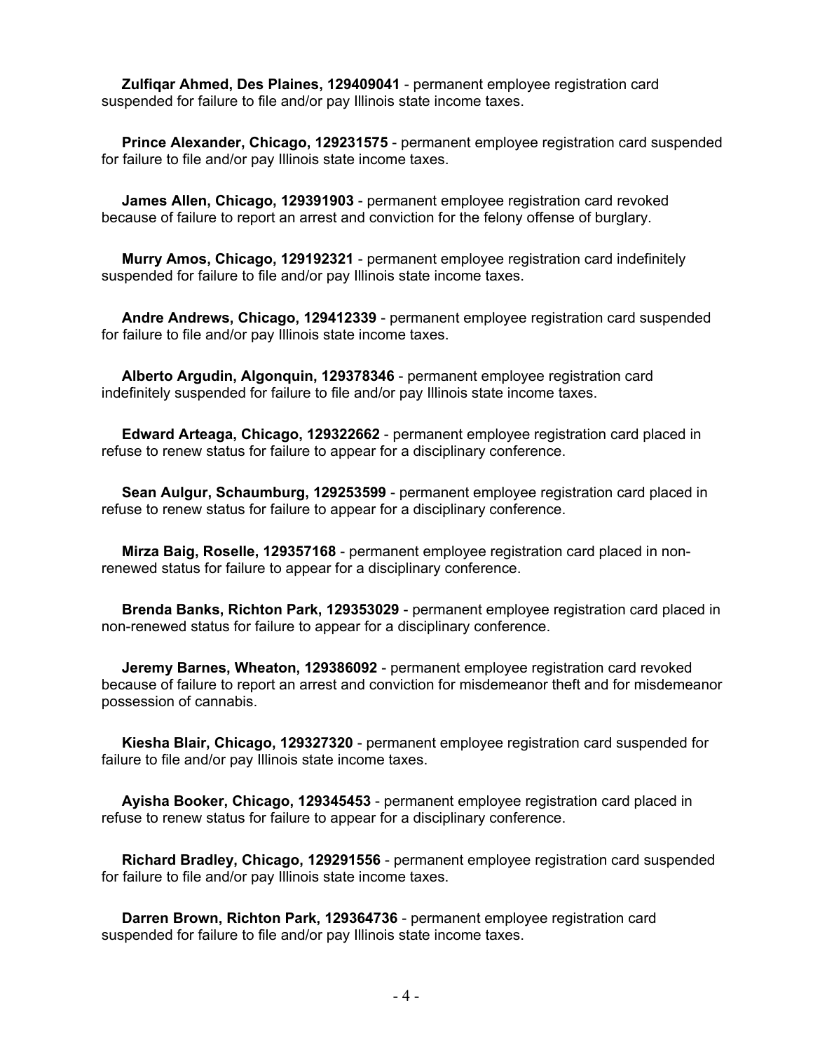**Zulfiqar Ahmed, Des Plaines, 129409041** - permanent employee registration card suspended for failure to file and/or pay Illinois state income taxes.

**Prince Alexander, Chicago, 129231575** - permanent employee registration card suspended for failure to file and/or pay Illinois state income taxes.

**James Allen, Chicago, 129391903** - permanent employee registration card revoked because of failure to report an arrest and conviction for the felony offense of burglary.

**Murry Amos, Chicago, 129192321** - permanent employee registration card indefinitely suspended for failure to file and/or pay Illinois state income taxes.

**Andre Andrews, Chicago, 129412339** - permanent employee registration card suspended for failure to file and/or pay Illinois state income taxes.

**Alberto Argudin, Algonquin, 129378346** - permanent employee registration card indefinitely suspended for failure to file and/or pay Illinois state income taxes.

**Edward Arteaga, Chicago, 129322662** - permanent employee registration card placed in refuse to renew status for failure to appear for a disciplinary conference.

**Sean Aulgur, Schaumburg, 129253599** - permanent employee registration card placed in refuse to renew status for failure to appear for a disciplinary conference.

**Mirza Baig, Roselle, 129357168** - permanent employee registration card placed in non-renewed status for failure to appear for a disciplinary conference.

**Brenda Banks, Richton Park, 129353029** - permanent employee registration card placed in non-renewed status for failure to appear for a disciplinary conference.

**Jeremy Barnes, Wheaton, 129386092** - permanent employee registration card revoked because of failure to report an arrest and conviction for misdemeanor theft and for misdemeanor possession of cannabis.

**Kiesha Blair, Chicago, 129327320** - permanent employee registration card suspended for failure to file and/or pay Illinois state income taxes.

**Ayisha Booker, Chicago, 129345453** - permanent employee registration card placed in refuse to renew status for failure to appear for a disciplinary conference.

**Richard Bradley, Chicago, 129291556** - permanent employee registration card suspended for failure to file and/or pay Illinois state income taxes.

**Darren Brown, Richton Park, 129364736** - permanent employee registration card suspended for failure to file and/or pay Illinois state income taxes.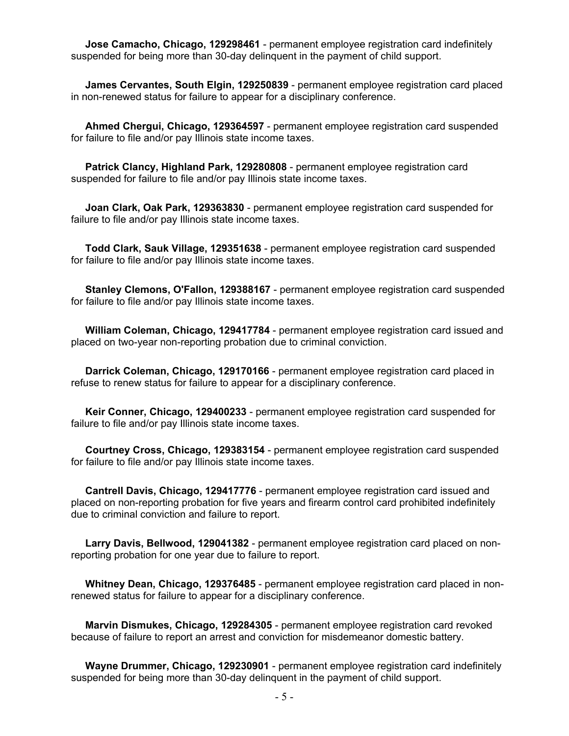**Jose Camacho, Chicago, 129298461** - permanent employee registration card indefinitely suspended for being more than 30-day delinquent in the payment of child support.

**James Cervantes, South Elgin, 129250839** - permanent employee registration card placed in non-renewed status for failure to appear for a disciplinary conference.

**Ahmed Chergui, Chicago, 129364597** - permanent employee registration card suspended for failure to file and/or pay Illinois state income taxes.

**Patrick Clancy, Highland Park, 129280808** - permanent employee registration card suspended for failure to file and/or pay Illinois state income taxes.

**Joan Clark, Oak Park, 129363830** - permanent employee registration card suspended for failure to file and/or pay Illinois state income taxes.

**Todd Clark, Sauk Village, 129351638** - permanent employee registration card suspended for failure to file and/or pay Illinois state income taxes.

**Stanley Clemons, O'Fallon, 129388167** - permanent employee registration card suspended for failure to file and/or pay Illinois state income taxes.

**William Coleman, Chicago, 129417784** - permanent employee registration card issued and placed on two-year non-reporting probation due to criminal conviction.

**Darrick Coleman, Chicago, 129170166** - permanent employee registration card placed in refuse to renew status for failure to appear for a disciplinary conference.

**Keir Conner, Chicago, 129400233** - permanent employee registration card suspended for failure to file and/or pay Illinois state income taxes.

**Courtney Cross, Chicago, 129383154** - permanent employee registration card suspended for failure to file and/or pay Illinois state income taxes.

**Cantrell Davis, Chicago, 129417776** - permanent employee registration card issued and placed on non-reporting probation for five years and firearm control card prohibited indefinitely due to criminal conviction and failure to report.

**Larry Davis, Bellwood, 129041382** - permanent employee registration card placed on non-reporting probation for one year due to failure to report.

**Whitney Dean, Chicago, 129376485** - permanent employee registration card placed in non-renewed status for failure to appear for a disciplinary conference.

**Marvin Dismukes, Chicago, 129284305** - permanent employee registration card revoked because of failure to report an arrest and conviction for misdemeanor domestic battery.

**Wayne Drummer, Chicago, 129230901** - permanent employee registration card indefinitely suspended for being more than 30-day delinquent in the payment of child support.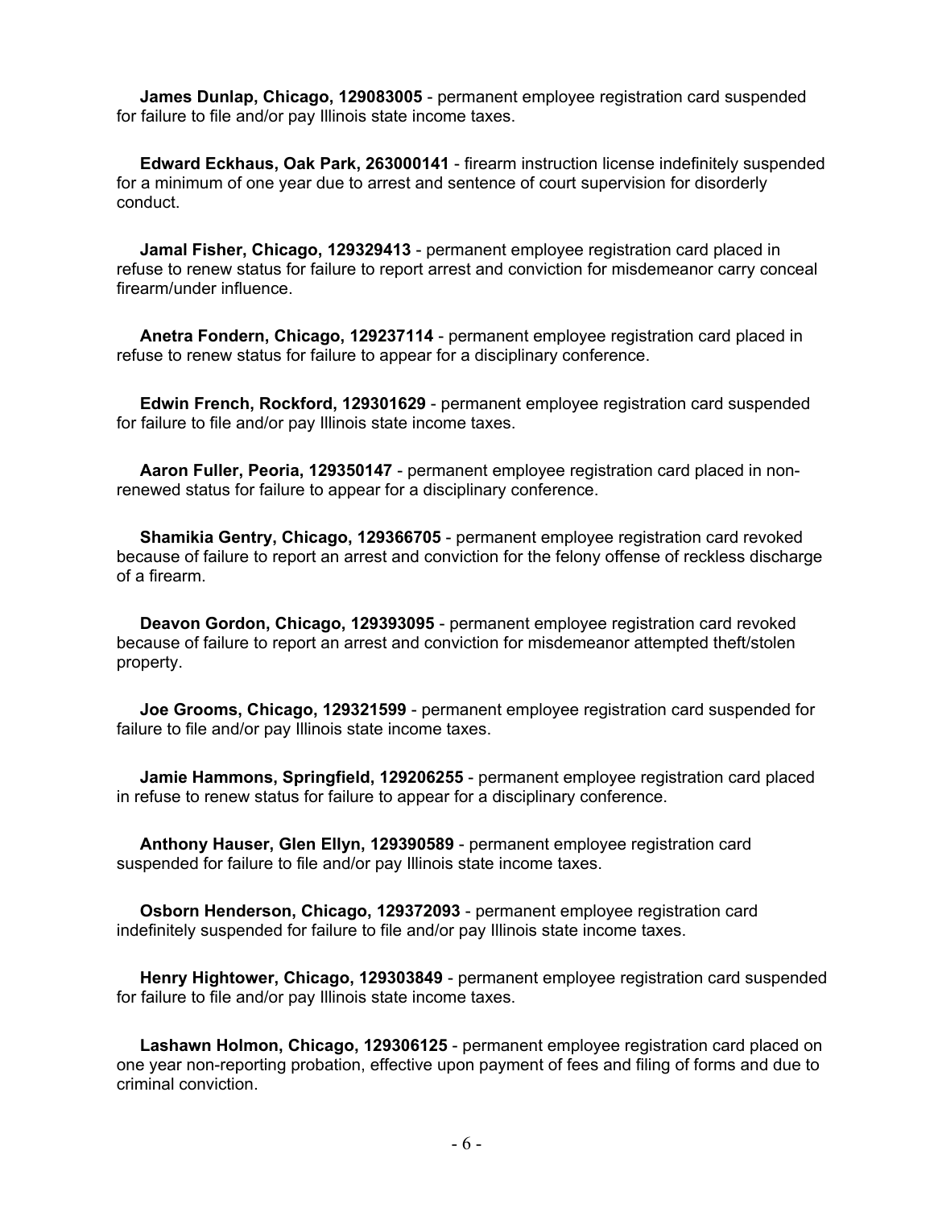**James Dunlap, Chicago, 129083005** - permanent employee registration card suspended for failure to file and/or pay Illinois state income taxes.

**Edward Eckhaus, Oak Park, 263000141** - firearm instruction license indefinitely suspended for a minimum of one year due to arrest and sentence of court supervision for disorderly conduct.

**Jamal Fisher, Chicago, 129329413** - permanent employee registration card placed in refuse to renew status for failure to report arrest and conviction for misdemeanor carry conceal firearm/under influence.

**Anetra Fondern, Chicago, 129237114** - permanent employee registration card placed in refuse to renew status for failure to appear for a disciplinary conference.

**Edwin French, Rockford, 129301629** - permanent employee registration card suspended for failure to file and/or pay Illinois state income taxes.

**Aaron Fuller, Peoria, 129350147** - permanent employee registration card placed in non-renewed status for failure to appear for a disciplinary conference.

**Shamikia Gentry, Chicago, 129366705** - permanent employee registration card revoked because of failure to report an arrest and conviction for the felony offense of reckless discharge of a firearm.

**Deavon Gordon, Chicago, 129393095** - permanent employee registration card revoked because of failure to report an arrest and conviction for misdemeanor attempted theft/stolen property.

**Joe Grooms, Chicago, 129321599** - permanent employee registration card suspended for failure to file and/or pay Illinois state income taxes.

**Jamie Hammons, Springfield, 129206255** - permanent employee registration card placed in refuse to renew status for failure to appear for a disciplinary conference.

**Anthony Hauser, Glen Ellyn, 129390589** - permanent employee registration card suspended for failure to file and/or pay Illinois state income taxes.

**Osborn Henderson, Chicago, 129372093** - permanent employee registration card indefinitely suspended for failure to file and/or pay Illinois state income taxes.

**Henry Hightower, Chicago, 129303849** - permanent employee registration card suspended for failure to file and/or pay Illinois state income taxes.

**Lashawn Holmon, Chicago, 129306125** - permanent employee registration card placed on one year non-reporting probation, effective upon payment of fees and filing of forms and due to criminal conviction.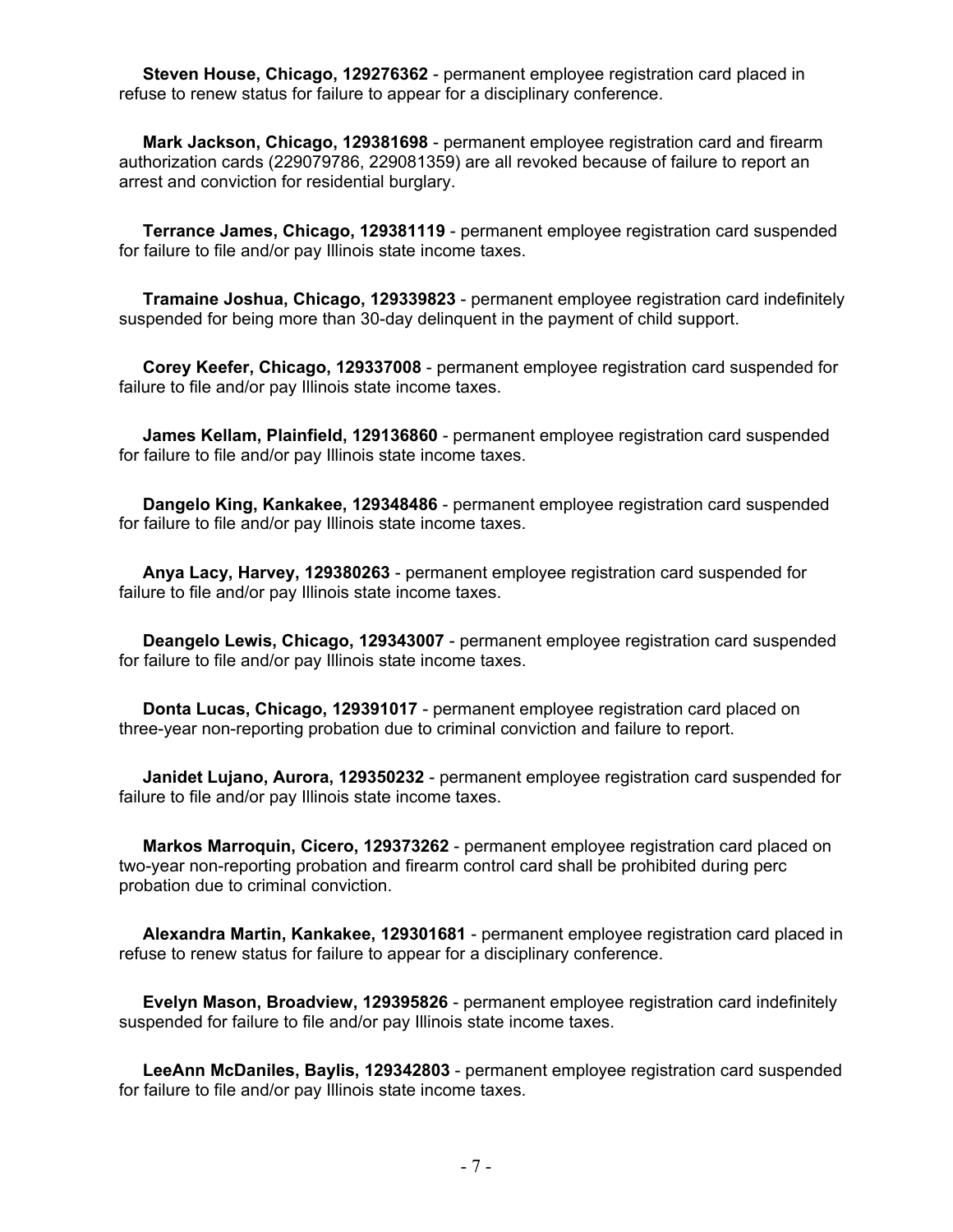**Steven House, Chicago, 129276362** - permanent employee registration card placed in refuse to renew status for failure to appear for a disciplinary conference.

**Mark Jackson, Chicago, 129381698** - permanent employee registration card and firearm authorization cards (229079786, 229081359) are all revoked because of failure to report an arrest and conviction for residential burglary.

**Terrance James, Chicago, 129381119** - permanent employee registration card suspended for failure to file and/or pay Illinois state income taxes.

**Tramaine Joshua, Chicago, 129339823** - permanent employee registration card indefinitely suspended for being more than 30-day delinquent in the payment of child support.

**Corey Keefer, Chicago, 129337008** - permanent employee registration card suspended for failure to file and/or pay Illinois state income taxes.

**James Kellam, Plainfield, 129136860** - permanent employee registration card suspended for failure to file and/or pay Illinois state income taxes.

**Dangelo King, Kankakee, 129348486** - permanent employee registration card suspended for failure to file and/or pay Illinois state income taxes.

**Anya Lacy, Harvey, 129380263** - permanent employee registration card suspended for failure to file and/or pay Illinois state income taxes.

**Deangelo Lewis, Chicago, 129343007** - permanent employee registration card suspended for failure to file and/or pay Illinois state income taxes.

**Donta Lucas, Chicago, 129391017** - permanent employee registration card placed on three-year non-reporting probation due to criminal conviction and failure to report.

**Janidet Lujano, Aurora, 129350232** - permanent employee registration card suspended for failure to file and/or pay Illinois state income taxes.

**Markos Marroquin, Cicero, 129373262** - permanent employee registration card placed on two-year non-reporting probation and firearm control card shall be prohibited during perc probation due to criminal conviction.

**Alexandra Martin, Kankakee, 129301681** - permanent employee registration card placed in refuse to renew status for failure to appear for a disciplinary conference.

**Evelyn Mason, Broadview, 129395826** - permanent employee registration card indefinitely suspended for failure to file and/or pay Illinois state income taxes.

**LeeAnn McDaniles, Baylis, 129342803** - permanent employee registration card suspended for failure to file and/or pay Illinois state income taxes.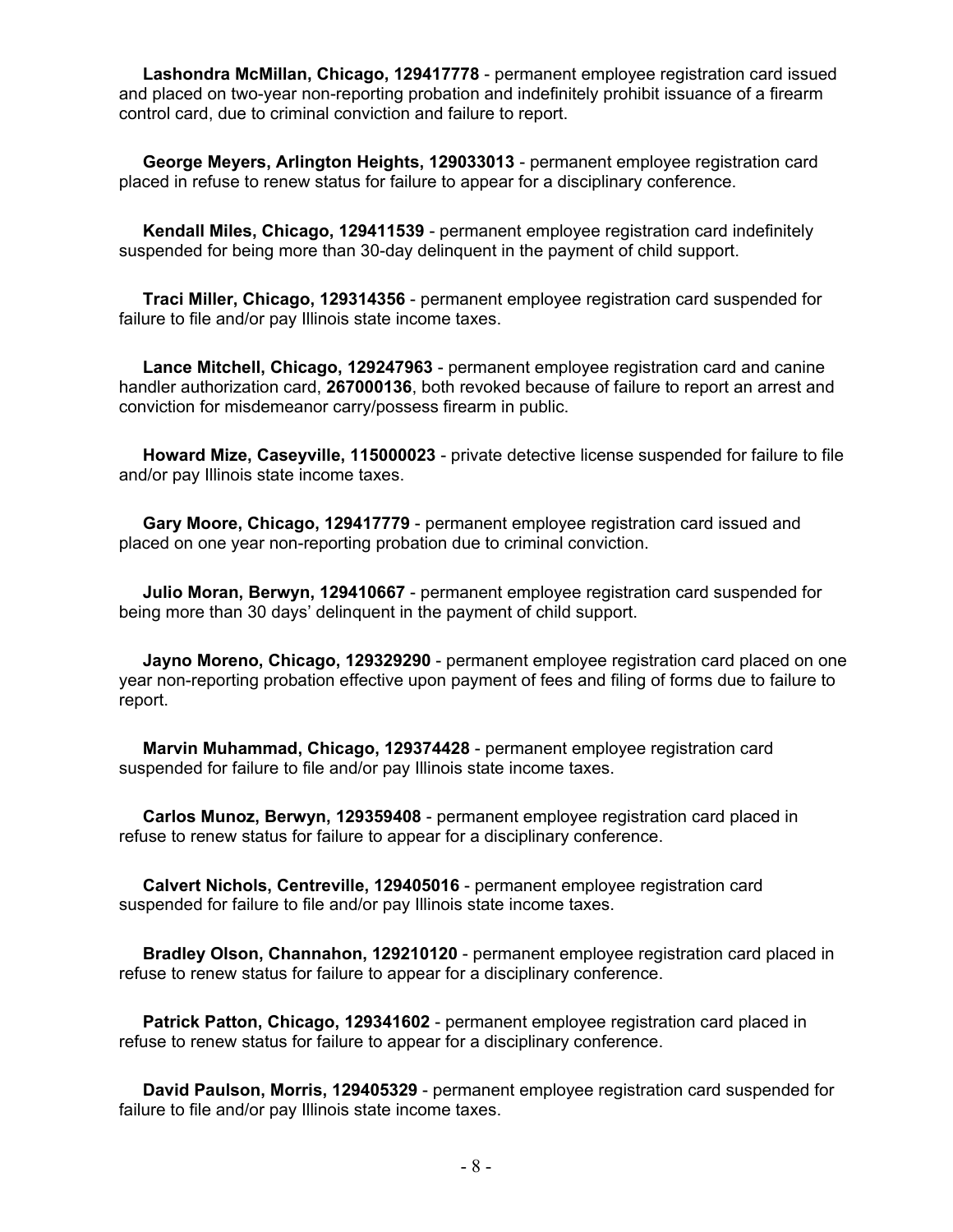**Lashondra McMillan, Chicago, 129417778** - permanent employee registration card issued and placed on two-year non-reporting probation and indefinitely prohibit issuance of a firearm control card, due to criminal conviction and failure to report.

**George Meyers, Arlington Heights, 129033013** - permanent employee registration card placed in refuse to renew status for failure to appear for a disciplinary conference.

**Kendall Miles, Chicago, 129411539** - permanent employee registration card indefinitely suspended for being more than 30-day delinquent in the payment of child support.

**Traci Miller, Chicago, 129314356** - permanent employee registration card suspended for failure to file and/or pay Illinois state income taxes.

**Lance Mitchell, Chicago, 129247963** - permanent employee registration card and canine handler authorization card, **267000136**, both revoked because of failure to report an arrest and conviction for misdemeanor carry/possess firearm in public.

**Howard Mize, Caseyville, 115000023** - private detective license suspended for failure to file and/or pay Illinois state income taxes.

**Gary Moore, Chicago, 129417779** - permanent employee registration card issued and placed on one year non-reporting probation due to criminal conviction.

**Julio Moran, Berwyn, 129410667** - permanent employee registration card suspended for being more than 30 days' delinquent in the payment of child support.

**Jayno Moreno, Chicago, 129329290** - permanent employee registration card placed on one year non-reporting probation effective upon payment of fees and filing of forms due to failure to report.

**Marvin Muhammad, Chicago, 129374428** - permanent employee registration card suspended for failure to file and/or pay Illinois state income taxes.

**Carlos Munoz, Berwyn, 129359408** - permanent employee registration card placed in refuse to renew status for failure to appear for a disciplinary conference.

**Calvert Nichols, Centreville, 129405016** - permanent employee registration card suspended for failure to file and/or pay Illinois state income taxes.

**Bradley Olson, Channahon, 129210120** - permanent employee registration card placed in refuse to renew status for failure to appear for a disciplinary conference.

**Patrick Patton, Chicago, 129341602** - permanent employee registration card placed in refuse to renew status for failure to appear for a disciplinary conference.

**David Paulson, Morris, 129405329** - permanent employee registration card suspended for failure to file and/or pay Illinois state income taxes.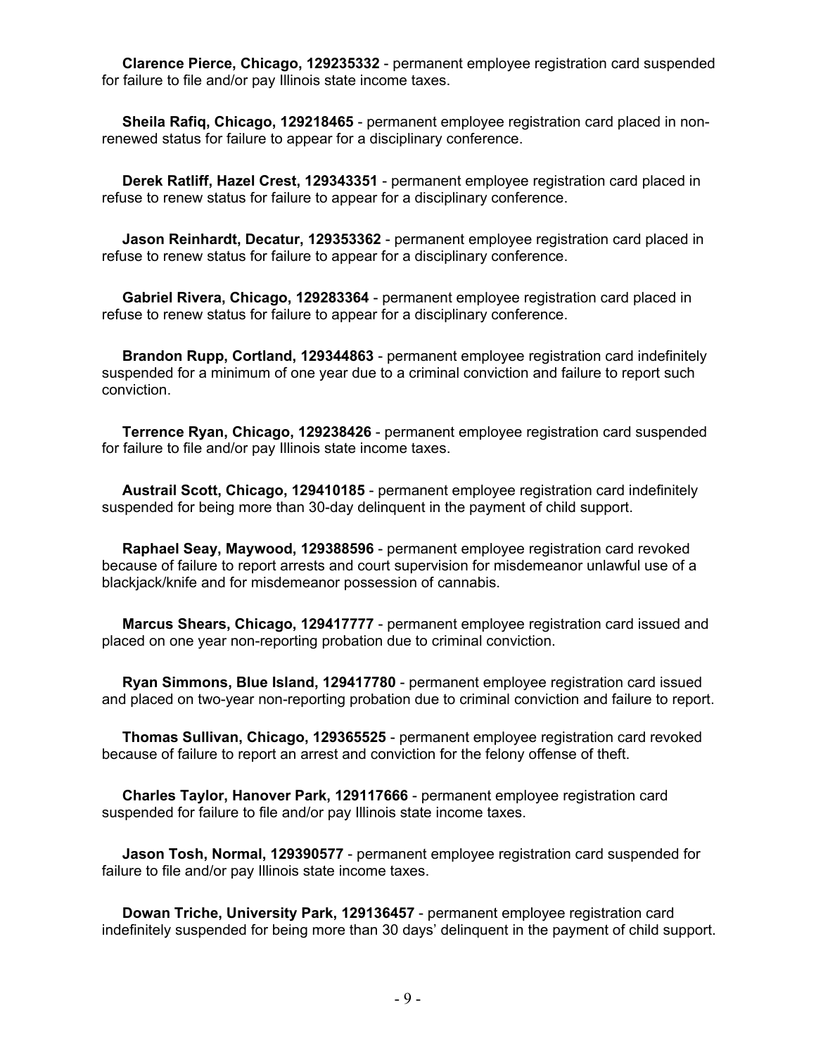**Clarence Pierce, Chicago, 129235332** - permanent employee registration card suspended for failure to file and/or pay Illinois state income taxes.

**Sheila Rafiq, Chicago, 129218465** - permanent employee registration card placed in non-renewed status for failure to appear for a disciplinary conference.

**Derek Ratliff, Hazel Crest, 129343351** - permanent employee registration card placed in refuse to renew status for failure to appear for a disciplinary conference.

**Jason Reinhardt, Decatur, 129353362** - permanent employee registration card placed in refuse to renew status for failure to appear for a disciplinary conference.

**Gabriel Rivera, Chicago, 129283364** - permanent employee registration card placed in refuse to renew status for failure to appear for a disciplinary conference.

**Brandon Rupp, Cortland, 129344863** - permanent employee registration card indefinitely suspended for a minimum of one year due to a criminal conviction and failure to report such conviction.

**Terrence Ryan, Chicago, 129238426** - permanent employee registration card suspended for failure to file and/or pay Illinois state income taxes.

**Austrail Scott, Chicago, 129410185** - permanent employee registration card indefinitely suspended for being more than 30-day delinquent in the payment of child support.

**Raphael Seay, Maywood, 129388596** - permanent employee registration card revoked because of failure to report arrests and court supervision for misdemeanor unlawful use of a blackjack/knife and for misdemeanor possession of cannabis.

**Marcus Shears, Chicago, 129417777** - permanent employee registration card issued and placed on one year non-reporting probation due to criminal conviction.

**Ryan Simmons, Blue Island, 129417780** - permanent employee registration card issued and placed on two-year non-reporting probation due to criminal conviction and failure to report.

**Thomas Sullivan, Chicago, 129365525** - permanent employee registration card revoked because of failure to report an arrest and conviction for the felony offense of theft.

**Charles Taylor, Hanover Park, 129117666** - permanent employee registration card suspended for failure to file and/or pay Illinois state income taxes.

**Jason Tosh, Normal, 129390577** - permanent employee registration card suspended for failure to file and/or pay Illinois state income taxes.

**Dowan Triche, University Park, 129136457** - permanent employee registration card indefinitely suspended for being more than 30 days' delinquent in the payment of child support.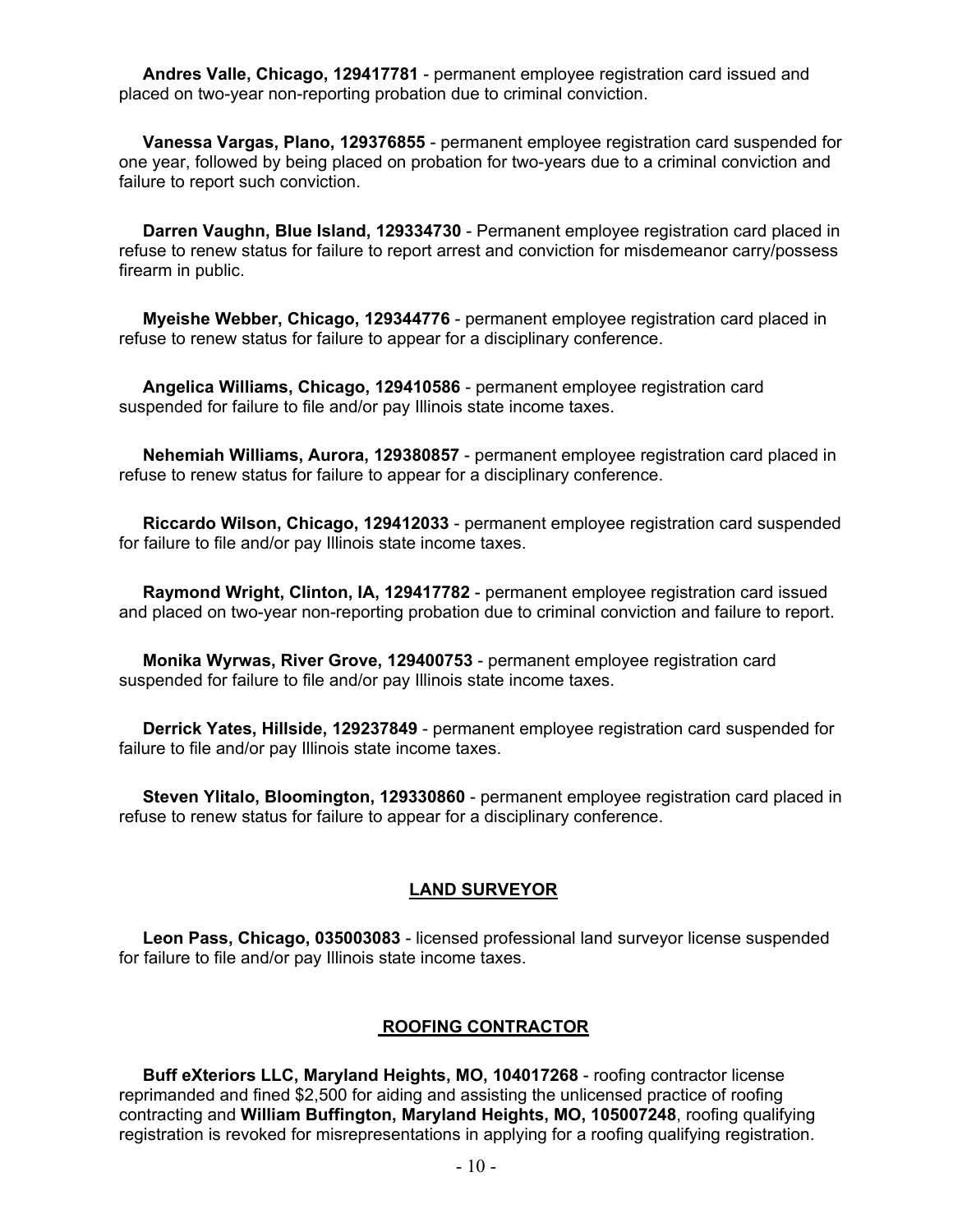**Andres Valle, Chicago, 129417781** - permanent employee registration card issued and placed on two-year non-reporting probation due to criminal conviction.

**Vanessa Vargas, Plano, 129376855** - permanent employee registration card suspended for one year, followed by being placed on probation for two-years due to a criminal conviction and failure to report such conviction.

**Darren Vaughn, Blue Island, 129334730** - Permanent employee registration card placed in refuse to renew status for failure to report arrest and conviction for misdemeanor carry/possess firearm in public.

**Myeishe Webber, Chicago, 129344776** - permanent employee registration card placed in refuse to renew status for failure to appear for a disciplinary conference.

**Angelica Williams, Chicago, 129410586** - permanent employee registration card suspended for failure to file and/or pay Illinois state income taxes.

**Nehemiah Williams, Aurora, 129380857** - permanent employee registration card placed in refuse to renew status for failure to appear for a disciplinary conference.

**Riccardo Wilson, Chicago, 129412033** - permanent employee registration card suspended for failure to file and/or pay Illinois state income taxes.

**Raymond Wright, Clinton, IA, 129417782** - permanent employee registration card issued and placed on two-year non-reporting probation due to criminal conviction and failure to report.

**Monika Wyrwas, River Grove, 129400753** - permanent employee registration card suspended for failure to file and/or pay Illinois state income taxes.

**Derrick Yates, Hillside, 129237849** - permanent employee registration card suspended for failure to file and/or pay Illinois state income taxes.

**Steven Ylitalo, Bloomington, 129330860** - permanent employee registration card placed in refuse to renew status for failure to appear for a disciplinary conference.

## LAND SURVEYOR

**Leon Pass, Chicago, 035003083** - licensed professional land surveyor license suspended for failure to file and/or pay Illinois state income taxes.

## ROOFING CONTRACTOR

**Buff eXteriors LLC, Maryland Heights, MO, 104017268** - roofing contractor license reprimanded and fined $2,500 for aiding and assisting the unlicensed practice of roofing contracting and **William Buffington, Maryland Heights, MO, 105007248**, roofing qualifying registration is revoked for misrepresentations in applying for a roofing qualifying registration.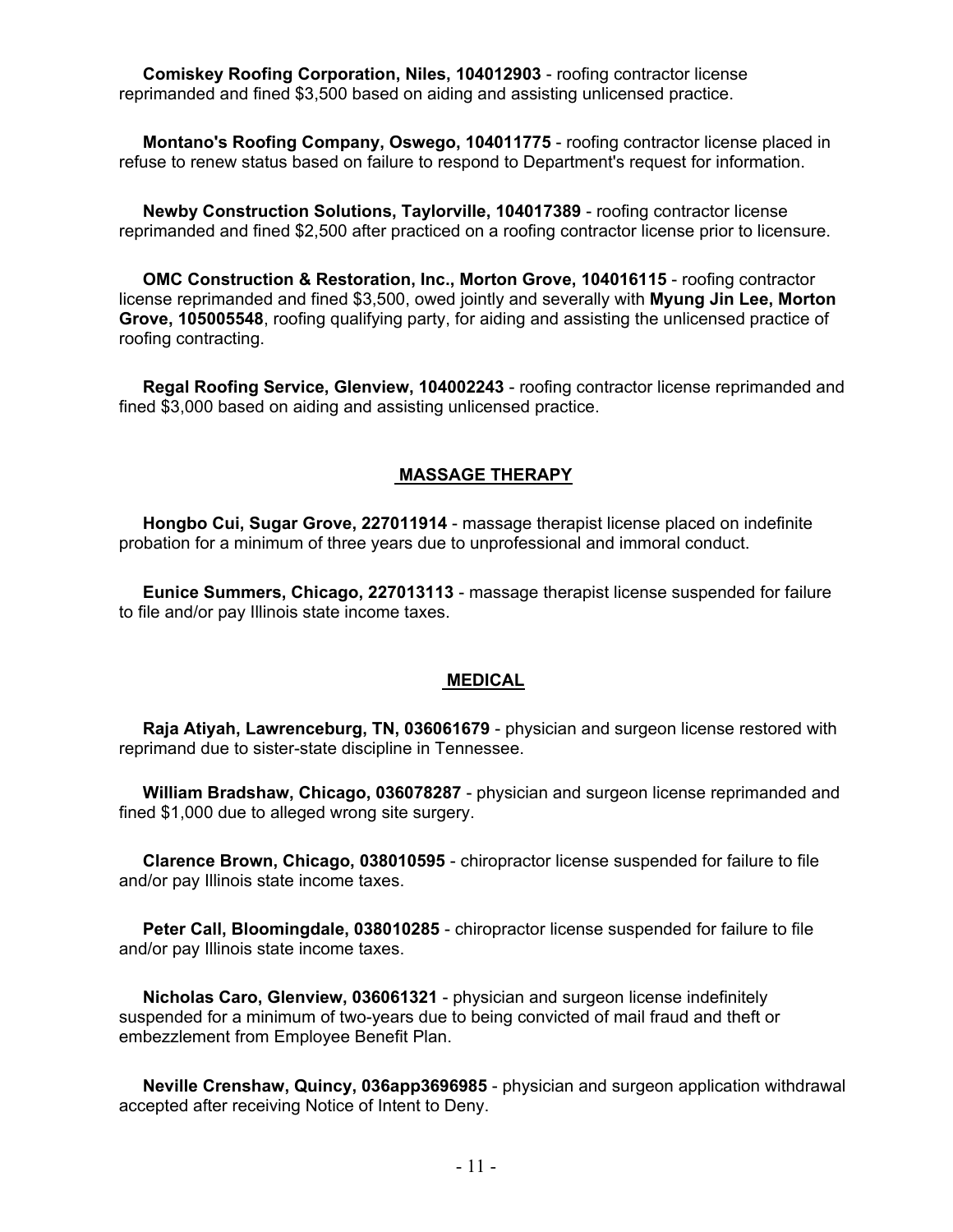**Comiskey Roofing Corporation, Niles, 104012903** - roofing contractor license reprimanded and fined $3,500 based on aiding and assisting unlicensed practice.

**Montano's Roofing Company, Oswego, 104011775** - roofing contractor license placed in refuse to renew status based on failure to respond to Department's request for information.

**Newby Construction Solutions, Taylorville, 104017389** - roofing contractor license reprimanded and fined $2,500 after practiced on a roofing contractor license prior to licensure.

**OMC Construction & Restoration, Inc., Morton Grove, 104016115** - roofing contractor license reprimanded and fined $3,500, owed jointly and severally with **Myung Jin Lee, Morton Grove, 105005548**, roofing qualifying party, for aiding and assisting the unlicensed practice of roofing contracting.

**Regal Roofing Service, Glenview, 104002243** - roofing contractor license reprimanded and fined $3,000 based on aiding and assisting unlicensed practice.

## MASSAGE THERAPY

**Hongbo Cui, Sugar Grove, 227011914** - massage therapist license placed on indefinite probation for a minimum of three years due to unprofessional and immoral conduct.

**Eunice Summers, Chicago, 227013113** - massage therapist license suspended for failure to file and/or pay Illinois state income taxes.

## MEDICAL

**Raja Atiyah, Lawrenceburg, TN, 036061679** - physician and surgeon license restored with reprimand due to sister-state discipline in Tennessee.

**William Bradshaw, Chicago, 036078287** - physician and surgeon license reprimanded and fined $1,000 due to alleged wrong site surgery.

**Clarence Brown, Chicago, 038010595** - chiropractor license suspended for failure to file and/or pay Illinois state income taxes.

**Peter Call, Bloomingdale, 038010285** - chiropractor license suspended for failure to file and/or pay Illinois state income taxes.

**Nicholas Caro, Glenview, 036061321** - physician and surgeon license indefinitely suspended for a minimum of two-years due to being convicted of mail fraud and theft or embezzlement from Employee Benefit Plan.

**Neville Crenshaw, Quincy, 036app3696985** - physician and surgeon application withdrawal accepted after receiving Notice of Intent to Deny.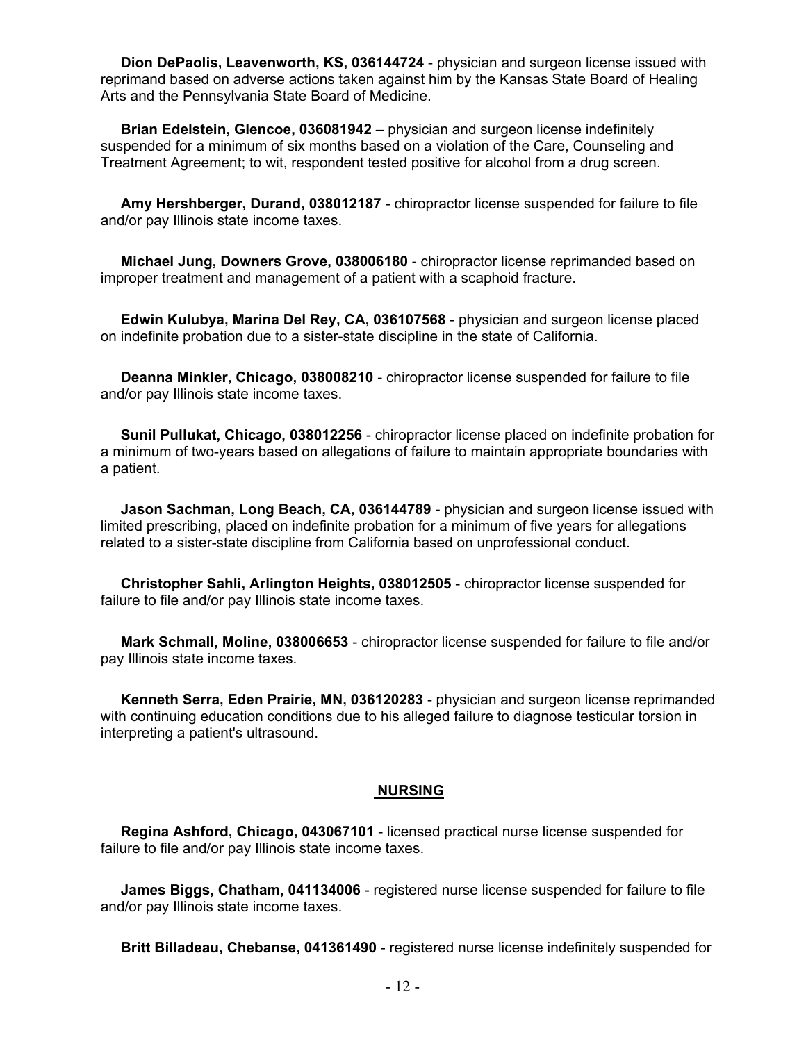**Dion DePaolis, Leavenworth, KS, 036144724** - physician and surgeon license issued with reprimand based on adverse actions taken against him by the Kansas State Board of Healing Arts and the Pennsylvania State Board of Medicine.

**Brian Edelstein, Glencoe, 036081942** – physician and surgeon license indefinitely suspended for a minimum of six months based on a violation of the Care, Counseling and Treatment Agreement; to wit, respondent tested positive for alcohol from a drug screen.

**Amy Hershberger, Durand, 038012187** - chiropractor license suspended for failure to file and/or pay Illinois state income taxes.

**Michael Jung, Downers Grove, 038006180** - chiropractor license reprimanded based on improper treatment and management of a patient with a scaphoid fracture.

**Edwin Kulubya, Marina Del Rey, CA, 036107568** - physician and surgeon license placed on indefinite probation due to a sister-state discipline in the state of California.

**Deanna Minkler, Chicago, 038008210** - chiropractor license suspended for failure to file and/or pay Illinois state income taxes.

**Sunil Pullukat, Chicago, 038012256** - chiropractor license placed on indefinite probation for a minimum of two-years based on allegations of failure to maintain appropriate boundaries with a patient.

**Jason Sachman, Long Beach, CA, 036144789** - physician and surgeon license issued with limited prescribing, placed on indefinite probation for a minimum of five years for allegations related to a sister-state discipline from California based on unprofessional conduct.

**Christopher Sahli, Arlington Heights, 038012505** - chiropractor license suspended for failure to file and/or pay Illinois state income taxes.

**Mark Schmall, Moline, 038006653** - chiropractor license suspended for failure to file and/or pay Illinois state income taxes.

**Kenneth Serra, Eden Prairie, MN, 036120283** - physician and surgeon license reprimanded with continuing education conditions due to his alleged failure to diagnose testicular torsion in interpreting a patient's ultrasound.

## NURSING

**Regina Ashford, Chicago, 043067101** - licensed practical nurse license suspended for failure to file and/or pay Illinois state income taxes.

**James Biggs, Chatham, 041134006** - registered nurse license suspended for failure to file and/or pay Illinois state income taxes.

**Britt Billadeau, Chebanse, 041361490** - registered nurse license indefinitely suspended for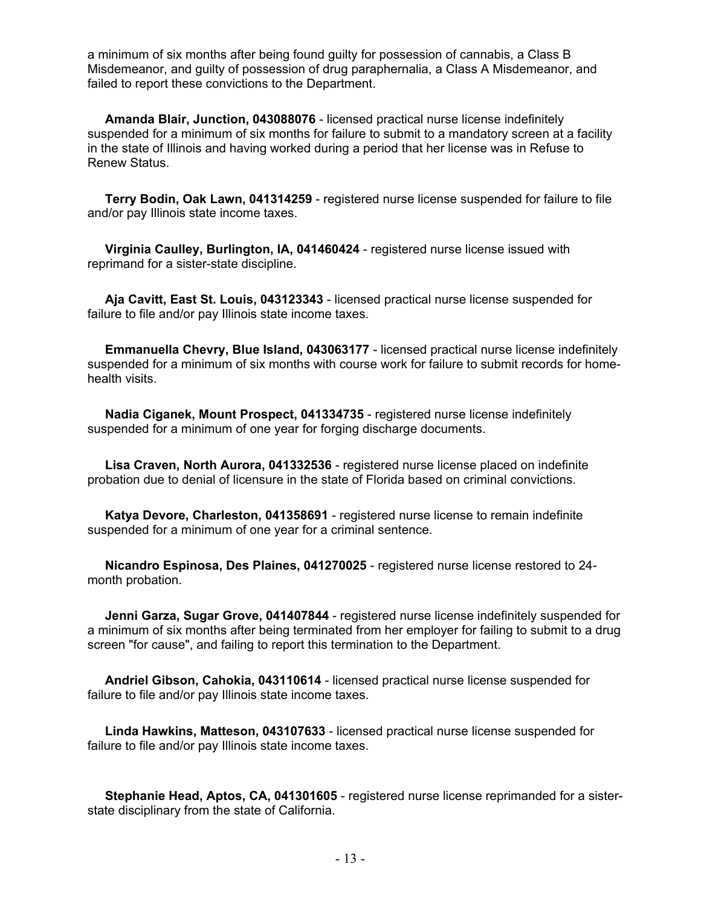a minimum of six months after being found guilty for possession of cannabis, a Class B Misdemeanor, and guilty of possession of drug paraphernalia, a Class A Misdemeanor, and failed to report these convictions to the Department.

**Amanda Blair, Junction, 043088076** - licensed practical nurse license indefinitely suspended for a minimum of six months for failure to submit to a mandatory screen at a facility in the state of Illinois and having worked during a period that her license was in Refuse to Renew Status.

**Terry Bodin, Oak Lawn, 041314259** - registered nurse license suspended for failure to file and/or pay Illinois state income taxes.

**Virginia Caulley, Burlington, IA, 041460424** - registered nurse license issued with reprimand for a sister-state discipline.

**Aja Cavitt, East St. Louis, 043123343** - licensed practical nurse license suspended for failure to file and/or pay Illinois state income taxes.

**Emmanuella Chevry, Blue Island, 043063177** - licensed practical nurse license indefinitely suspended for a minimum of six months with course work for failure to submit records for home-health visits.

**Nadia Ciganek, Mount Prospect, 041334735** - registered nurse license indefinitely suspended for a minimum of one year for forging discharge documents.

**Lisa Craven, North Aurora, 041332536** - registered nurse license placed on indefinite probation due to denial of licensure in the state of Florida based on criminal convictions.

**Katya Devore, Charleston, 041358691** - registered nurse license to remain indefinite suspended for a minimum of one year for a criminal sentence.

**Nicandro Espinosa, Des Plaines, 041270025** - registered nurse license restored to 24-month probation.

**Jenni Garza, Sugar Grove, 041407844** - registered nurse license indefinitely suspended for a minimum of six months after being terminated from her employer for failing to submit to a drug screen "for cause", and failing to report this termination to the Department.

**Andriel Gibson, Cahokia, 043110614** - licensed practical nurse license suspended for failure to file and/or pay Illinois state income taxes.

**Linda Hawkins, Matteson, 043107633** - licensed practical nurse license suspended for failure to file and/or pay Illinois state income taxes.

**Stephanie Head, Aptos, CA, 041301605** - registered nurse license reprimanded for a sister-state disciplinary from the state of California.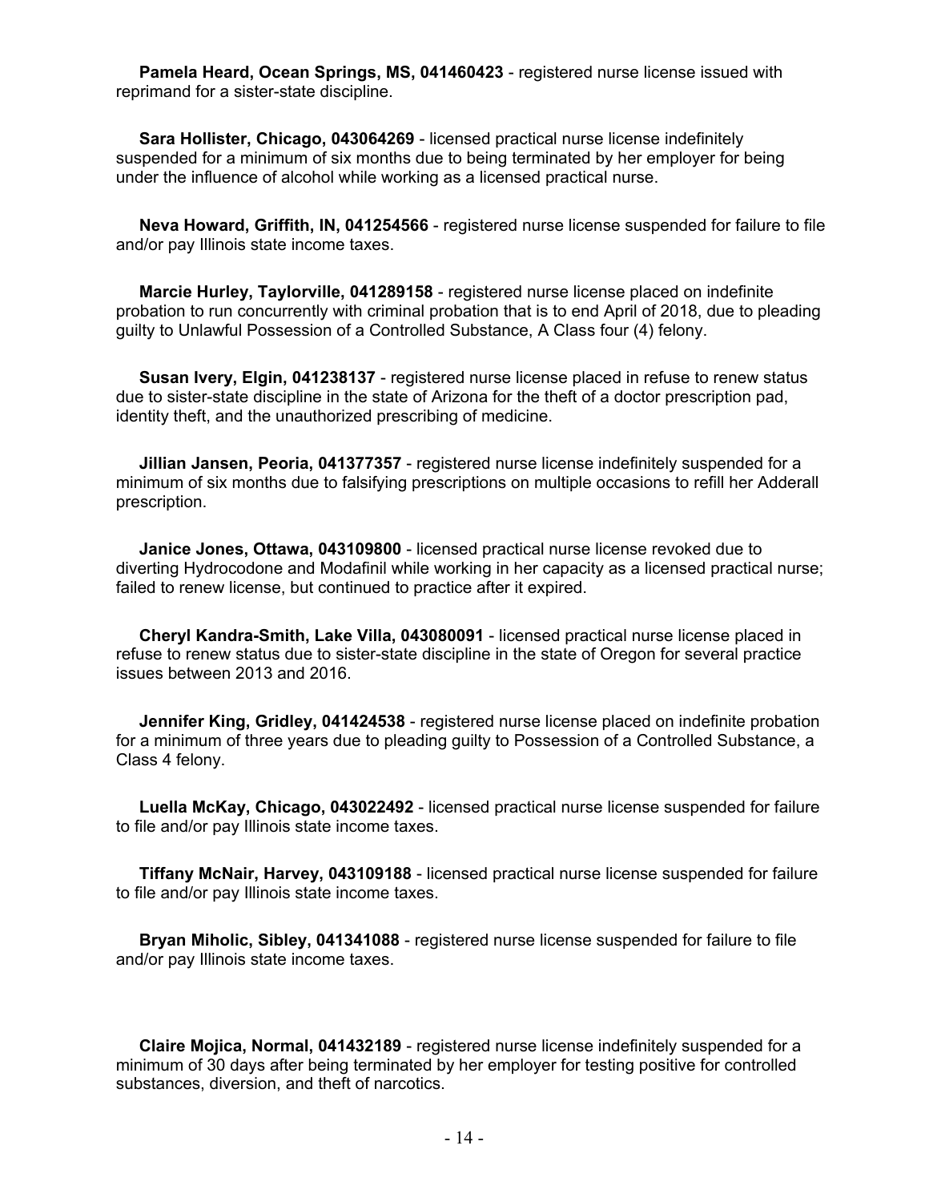**Pamela Heard, Ocean Springs, MS, 041460423** - registered nurse license issued with reprimand for a sister-state discipline.

**Sara Hollister, Chicago, 043064269** - licensed practical nurse license indefinitely suspended for a minimum of six months due to being terminated by her employer for being under the influence of alcohol while working as a licensed practical nurse.

**Neva Howard, Griffith, IN, 041254566** - registered nurse license suspended for failure to file and/or pay Illinois state income taxes.

**Marcie Hurley, Taylorville, 041289158** - registered nurse license placed on indefinite probation to run concurrently with criminal probation that is to end April of 2018, due to pleading guilty to Unlawful Possession of a Controlled Substance, A Class four (4) felony.

**Susan Ivery, Elgin, 041238137** - registered nurse license placed in refuse to renew status due to sister-state discipline in the state of Arizona for the theft of a doctor prescription pad, identity theft, and the unauthorized prescribing of medicine.

**Jillian Jansen, Peoria, 041377357** - registered nurse license indefinitely suspended for a minimum of six months due to falsifying prescriptions on multiple occasions to refill her Adderall prescription.

**Janice Jones, Ottawa, 043109800** - licensed practical nurse license revoked due to diverting Hydrocodone and Modafinil while working in her capacity as a licensed practical nurse; failed to renew license, but continued to practice after it expired.

**Cheryl Kandra-Smith, Lake Villa, 043080091** - licensed practical nurse license placed in refuse to renew status due to sister-state discipline in the state of Oregon for several practice issues between 2013 and 2016.

**Jennifer King, Gridley, 041424538** - registered nurse license placed on indefinite probation for a minimum of three years due to pleading guilty to Possession of a Controlled Substance, a Class 4 felony.

**Luella McKay, Chicago, 043022492** - licensed practical nurse license suspended for failure to file and/or pay Illinois state income taxes.

**Tiffany McNair, Harvey, 043109188** - licensed practical nurse license suspended for failure to file and/or pay Illinois state income taxes.

**Bryan Miholic, Sibley, 041341088** - registered nurse license suspended for failure to file and/or pay Illinois state income taxes.

**Claire Mojica, Normal, 041432189** - registered nurse license indefinitely suspended for a minimum of 30 days after being terminated by her employer for testing positive for controlled substances, diversion, and theft of narcotics.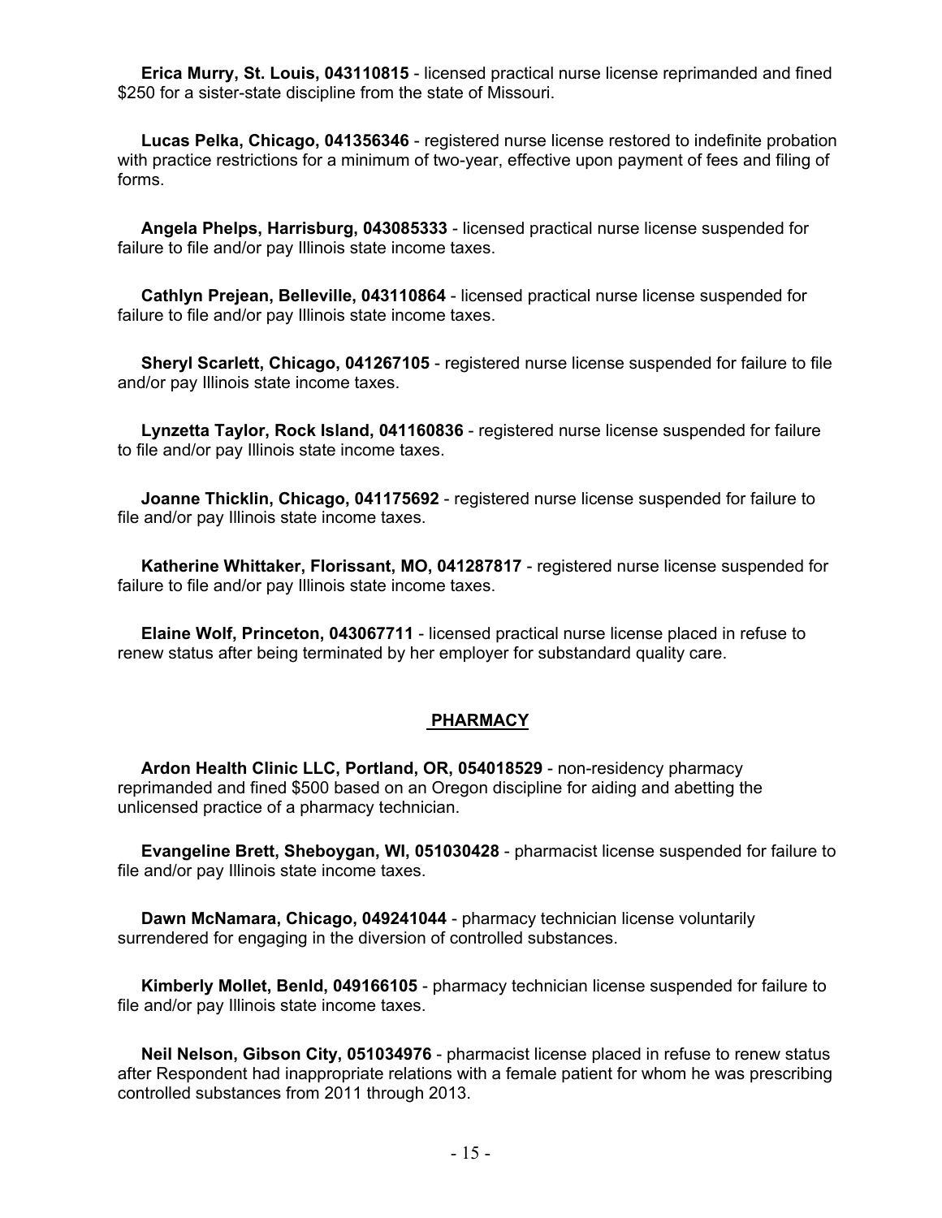**Erica Murry, St. Louis, 043110815** - licensed practical nurse license reprimanded and fined $250 for a sister-state discipline from the state of Missouri.

**Lucas Pelka, Chicago, 041356346** - registered nurse license restored to indefinite probation with practice restrictions for a minimum of two-year, effective upon payment of fees and filing of forms.

**Angela Phelps, Harrisburg, 043085333** - licensed practical nurse license suspended for failure to file and/or pay Illinois state income taxes.

**Cathlyn Prejean, Belleville, 043110864** - licensed practical nurse license suspended for failure to file and/or pay Illinois state income taxes.

**Sheryl Scarlett, Chicago, 041267105** - registered nurse license suspended for failure to file and/or pay Illinois state income taxes.

**Lynzetta Taylor, Rock Island, 041160836** - registered nurse license suspended for failure to file and/or pay Illinois state income taxes.

**Joanne Thicklin, Chicago, 041175692** - registered nurse license suspended for failure to file and/or pay Illinois state income taxes.

**Katherine Whittaker, Florissant, MO, 041287817** - registered nurse license suspended for failure to file and/or pay Illinois state income taxes.

**Elaine Wolf, Princeton, 043067711** - licensed practical nurse license placed in refuse to renew status after being terminated by her employer for substandard quality care.

## PHARMACY

**Ardon Health Clinic LLC, Portland, OR, 054018529** - non-residency pharmacy reprimanded and fined $500 based on an Oregon discipline for aiding and abetting the unlicensed practice of a pharmacy technician.

**Evangeline Brett, Sheboygan, WI, 051030428** - pharmacist license suspended for failure to file and/or pay Illinois state income taxes.

**Dawn McNamara, Chicago, 049241044** - pharmacy technician license voluntarily surrendered for engaging in the diversion of controlled substances.

**Kimberly Mollet, Benld, 049166105** - pharmacy technician license suspended for failure to file and/or pay Illinois state income taxes.

**Neil Nelson, Gibson City, 051034976** - pharmacist license placed in refuse to renew status after Respondent had inappropriate relations with a female patient for whom he was prescribing controlled substances from 2011 through 2013.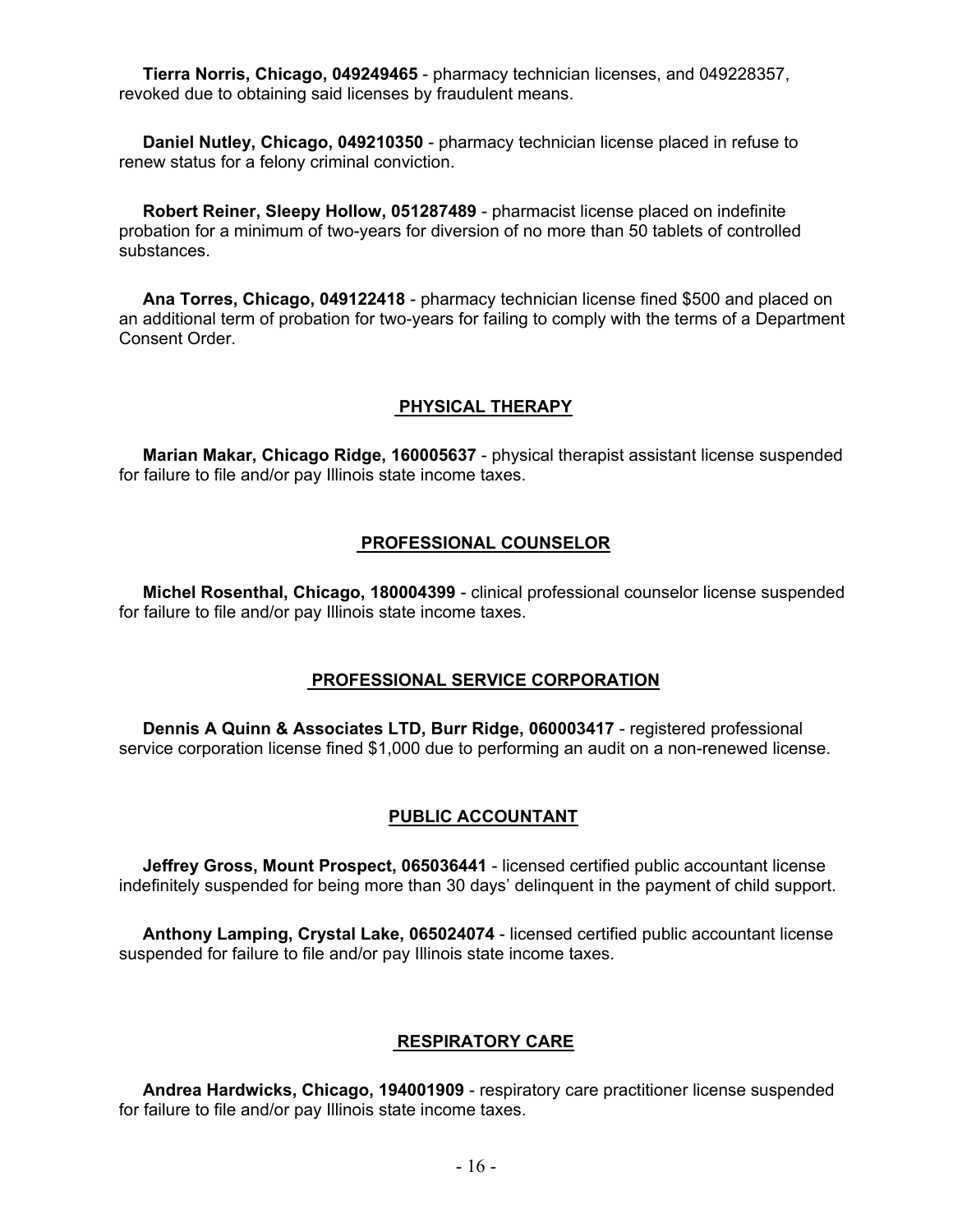**Tierra Norris, Chicago, 049249465** - pharmacy technician licenses, and 049228357, revoked due to obtaining said licenses by fraudulent means.

**Daniel Nutley, Chicago, 049210350** - pharmacy technician license placed in refuse to renew status for a felony criminal conviction.

**Robert Reiner, Sleepy Hollow, 051287489** - pharmacist license placed on indefinite probation for a minimum of two-years for diversion of no more than 50 tablets of controlled substances.

**Ana Torres, Chicago, 049122418** - pharmacy technician license fined $500 and placed on an additional term of probation for two-years for failing to comply with the terms of a Department Consent Order.

## PHYSICAL THERAPY

**Marian Makar, Chicago Ridge, 160005637** - physical therapist assistant license suspended for failure to file and/or pay Illinois state income taxes.

## PROFESSIONAL COUNSELOR

**Michel Rosenthal, Chicago, 180004399** - clinical professional counselor license suspended for failure to file and/or pay Illinois state income taxes.

## PROFESSIONAL SERVICE CORPORATION

**Dennis A Quinn & Associates LTD, Burr Ridge, 060003417** - registered professional service corporation license fined $1,000 due to performing an audit on a non-renewed license.

## PUBLIC ACCOUNTANT

**Jeffrey Gross, Mount Prospect, 065036441** - licensed certified public accountant license indefinitely suspended for being more than 30 days' delinquent in the payment of child support.

**Anthony Lamping, Crystal Lake, 065024074** - licensed certified public accountant license suspended for failure to file and/or pay Illinois state income taxes.

## RESPIRATORY CARE

**Andrea Hardwicks, Chicago, 194001909** - respiratory care practitioner license suspended for failure to file and/or pay Illinois state income taxes.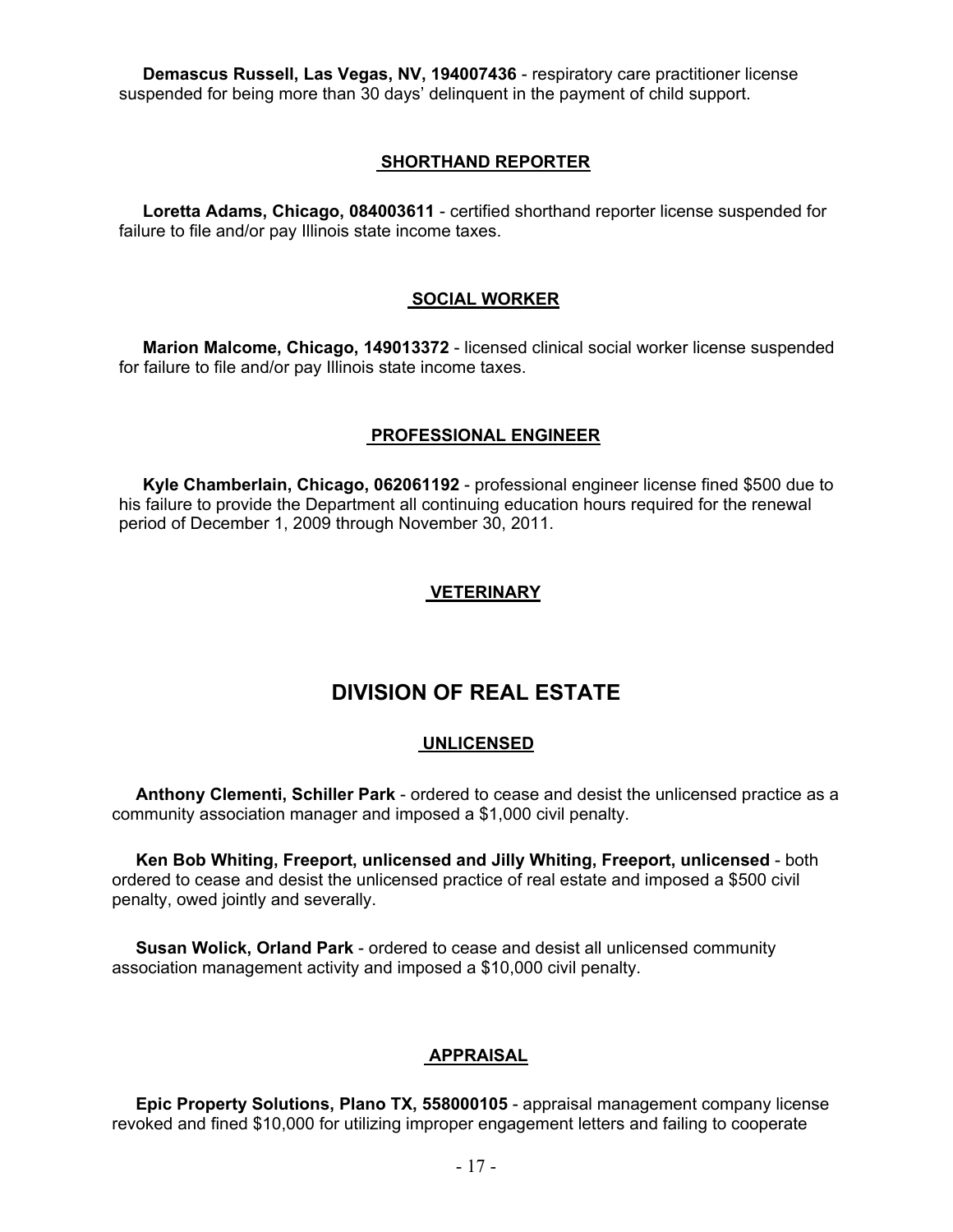**Demascus Russell, Las Vegas, NV, 194007436** - respiratory care practitioner license suspended for being more than 30 days' delinquent in the payment of child support.

### SHORTHAND REPORTER

**Loretta Adams, Chicago, 084003611** - certified shorthand reporter license suspended for failure to file and/or pay Illinois state income taxes.

### SOCIAL WORKER

**Marion Malcome, Chicago, 149013372** - licensed clinical social worker license suspended for failure to file and/or pay Illinois state income taxes.

### PROFESSIONAL ENGINEER

**Kyle Chamberlain, Chicago, 062061192** - professional engineer license fined $500 due to his failure to provide the Department all continuing education hours required for the renewal period of December 1, 2009 through November 30, 2011.

### VETERINARY

## DIVISION OF REAL ESTATE

### UNLICENSED

**Anthony Clementi, Schiller Park** - ordered to cease and desist the unlicensed practice as a community association manager and imposed a $1,000 civil penalty.

**Ken Bob Whiting, Freeport, unlicensed and Jilly Whiting, Freeport, unlicensed** - both ordered to cease and desist the unlicensed practice of real estate and imposed a $500 civil penalty, owed jointly and severally.

**Susan Wolick, Orland Park** - ordered to cease and desist all unlicensed community association management activity and imposed a $10,000 civil penalty.

### APPRAISAL

**Epic Property Solutions, Plano TX, 558000105** - appraisal management company license revoked and fined $10,000 for utilizing improper engagement letters and failing to cooperate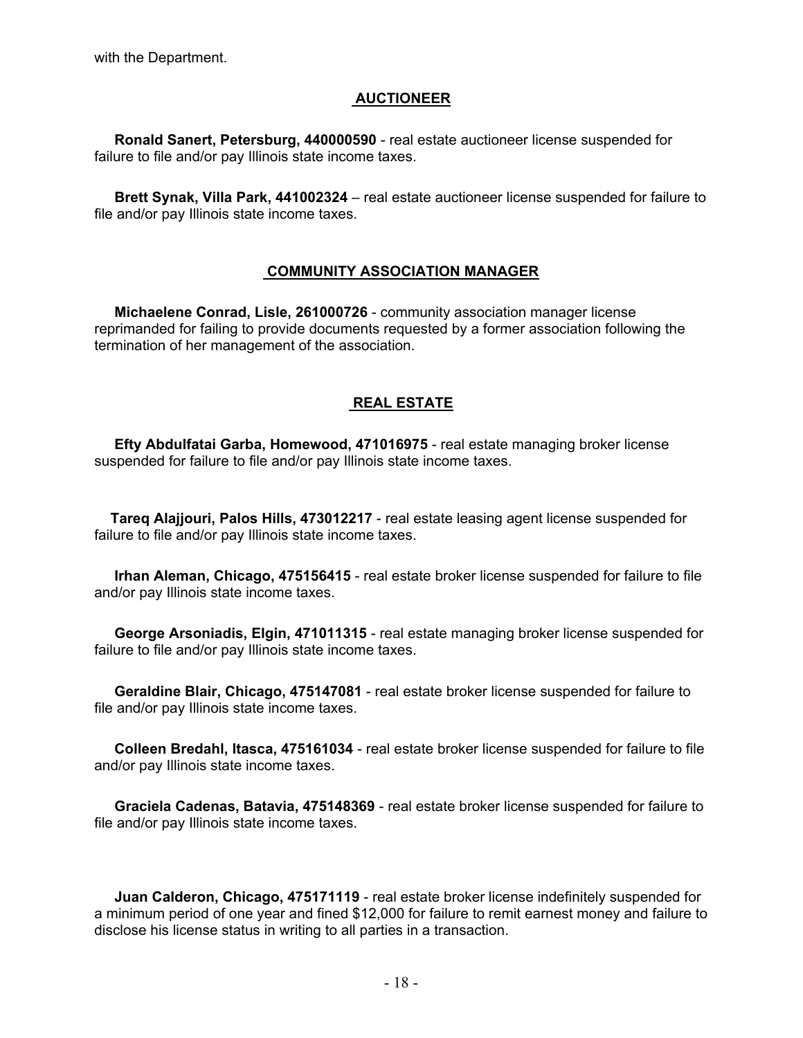with the Department.

## AUCTIONEER

**Ronald Sanert, Petersburg, 440000590** - real estate auctioneer license suspended for failure to file and/or pay Illinois state income taxes.

**Brett Synak, Villa Park, 441002324** – real estate auctioneer license suspended for failure to file and/or pay Illinois state income taxes.

## COMMUNITY ASSOCIATION MANAGER

**Michaelene Conrad, Lisle, 261000726** - community association manager license reprimanded for failing to provide documents requested by a former association following the termination of her management of the association.

## REAL ESTATE

**Efty Abdulfatai Garba, Homewood, 471016975** - real estate managing broker license suspended for failure to file and/or pay Illinois state income taxes.

**Tareq Alajjouri, Palos Hills, 473012217** - real estate leasing agent license suspended for failure to file and/or pay Illinois state income taxes.

**Irhan Aleman, Chicago, 475156415** - real estate broker license suspended for failure to file and/or pay Illinois state income taxes.

**George Arsoniadis, Elgin, 471011315** - real estate managing broker license suspended for failure to file and/or pay Illinois state income taxes.

**Geraldine Blair, Chicago, 475147081** - real estate broker license suspended for failure to file and/or pay Illinois state income taxes.

**Colleen Bredahl, Itasca, 475161034** - real estate broker license suspended for failure to file and/or pay Illinois state income taxes.

**Graciela Cadenas, Batavia, 475148369** - real estate broker license suspended for failure to file and/or pay Illinois state income taxes.

**Juan Calderon, Chicago, 475171119** - real estate broker license indefinitely suspended for a minimum period of one year and fined $12,000 for failure to remit earnest money and failure to disclose his license status in writing to all parties in a transaction.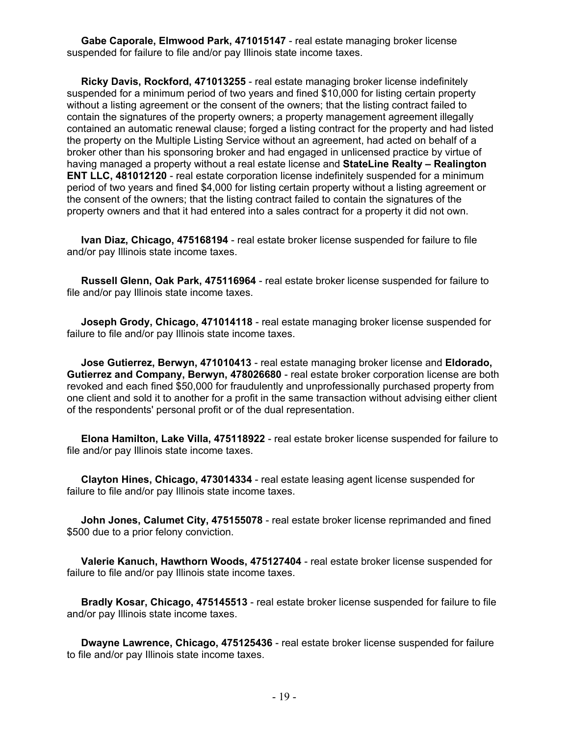**Gabe Caporale, Elmwood Park, 471015147** - real estate managing broker license suspended for failure to file and/or pay Illinois state income taxes.

**Ricky Davis, Rockford, 471013255** - real estate managing broker license indefinitely suspended for a minimum period of two years and fined $10,000 for listing certain property without a listing agreement or the consent of the owners; that the listing contract failed to contain the signatures of the property owners; a property management agreement illegally contained an automatic renewal clause; forged a listing contract for the property and had listed the property on the Multiple Listing Service without an agreement, had acted on behalf of a broker other than his sponsoring broker and had engaged in unlicensed practice by virtue of having managed a property without a real estate license and **StateLine Realty – Realington ENT LLC, 481012120** - real estate corporation license indefinitely suspended for a minimum period of two years and fined $4,000 for listing certain property without a listing agreement or the consent of the owners; that the listing contract failed to contain the signatures of the property owners and that it had entered into a sales contract for a property it did not own.

**Ivan Diaz, Chicago, 475168194** - real estate broker license suspended for failure to file and/or pay Illinois state income taxes.

**Russell Glenn, Oak Park, 475116964** - real estate broker license suspended for failure to file and/or pay Illinois state income taxes.

**Joseph Grody, Chicago, 471014118** - real estate managing broker license suspended for failure to file and/or pay Illinois state income taxes.

**Jose Gutierrez, Berwyn, 471010413** - real estate managing broker license and **Eldorado, Gutierrez and Company, Berwyn, 478026680** - real estate broker corporation license are both revoked and each fined $50,000 for fraudulently and unprofessionally purchased property from one client and sold it to another for a profit in the same transaction without advising either client of the respondents' personal profit or of the dual representation.

**Elona Hamilton, Lake Villa, 475118922** - real estate broker license suspended for failure to file and/or pay Illinois state income taxes.

**Clayton Hines, Chicago, 473014334** - real estate leasing agent license suspended for failure to file and/or pay Illinois state income taxes.

**John Jones, Calumet City, 475155078** - real estate broker license reprimanded and fined $500 due to a prior felony conviction.

**Valerie Kanuch, Hawthorn Woods, 475127404** - real estate broker license suspended for failure to file and/or pay Illinois state income taxes.

**Bradly Kosar, Chicago, 475145513** - real estate broker license suspended for failure to file and/or pay Illinois state income taxes.

**Dwayne Lawrence, Chicago, 475125436** - real estate broker license suspended for failure to file and/or pay Illinois state income taxes.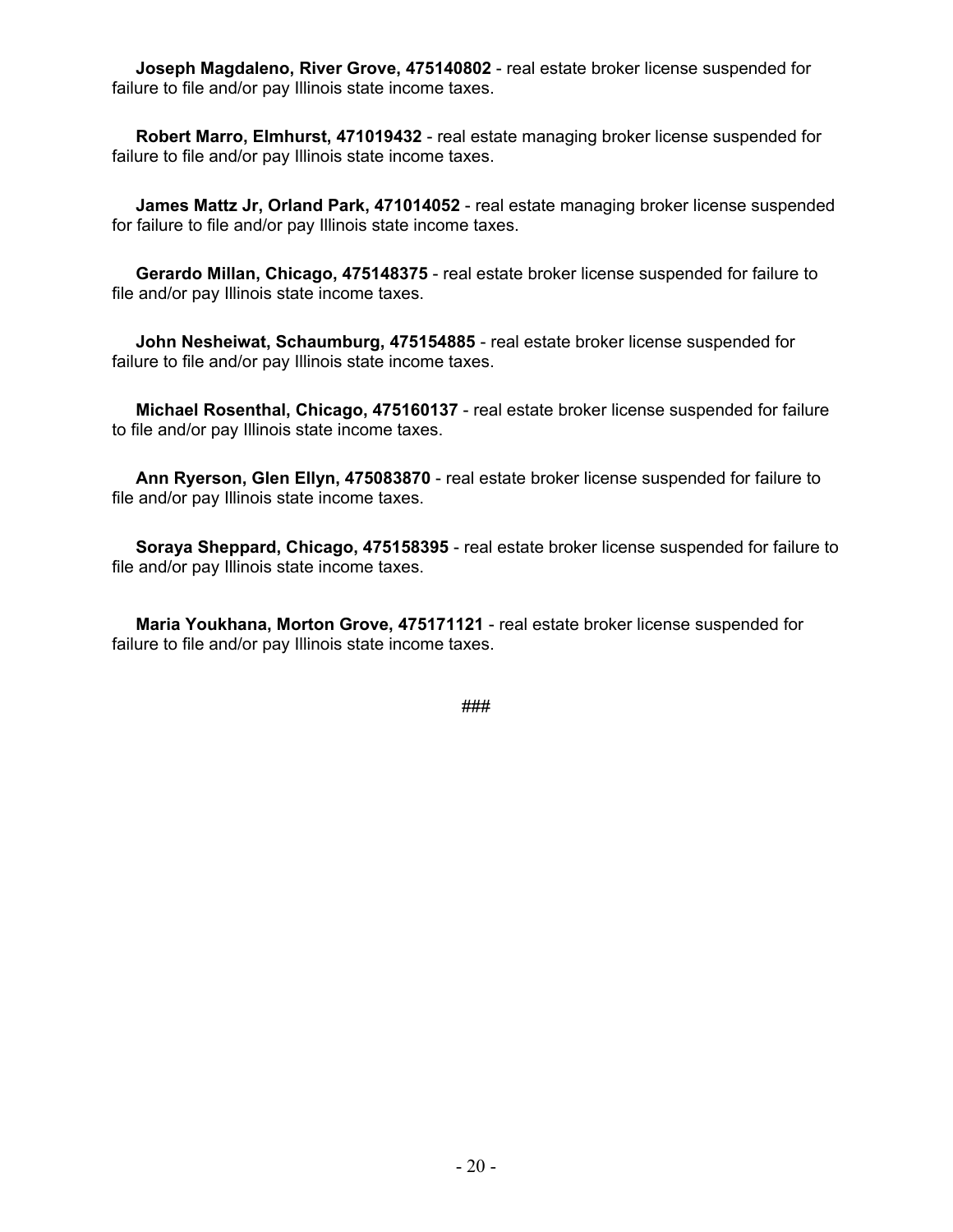**Joseph Magdaleno, River Grove, 475140802** - real estate broker license suspended for failure to file and/or pay Illinois state income taxes.

**Robert Marro, Elmhurst, 471019432** - real estate managing broker license suspended for failure to file and/or pay Illinois state income taxes.

**James Mattz Jr, Orland Park, 471014052** - real estate managing broker license suspended for failure to file and/or pay Illinois state income taxes.

**Gerardo Millan, Chicago, 475148375** - real estate broker license suspended for failure to file and/or pay Illinois state income taxes.

**John Nesheiwat, Schaumburg, 475154885** - real estate broker license suspended for failure to file and/or pay Illinois state income taxes.

**Michael Rosenthal, Chicago, 475160137** - real estate broker license suspended for failure to file and/or pay Illinois state income taxes.

**Ann Ryerson, Glen Ellyn, 475083870** - real estate broker license suspended for failure to file and/or pay Illinois state income taxes.

**Soraya Sheppard, Chicago, 475158395** - real estate broker license suspended for failure to file and/or pay Illinois state income taxes.

**Maria Youkhana, Morton Grove, 475171121** - real estate broker license suspended for failure to file and/or pay Illinois state income taxes.

###